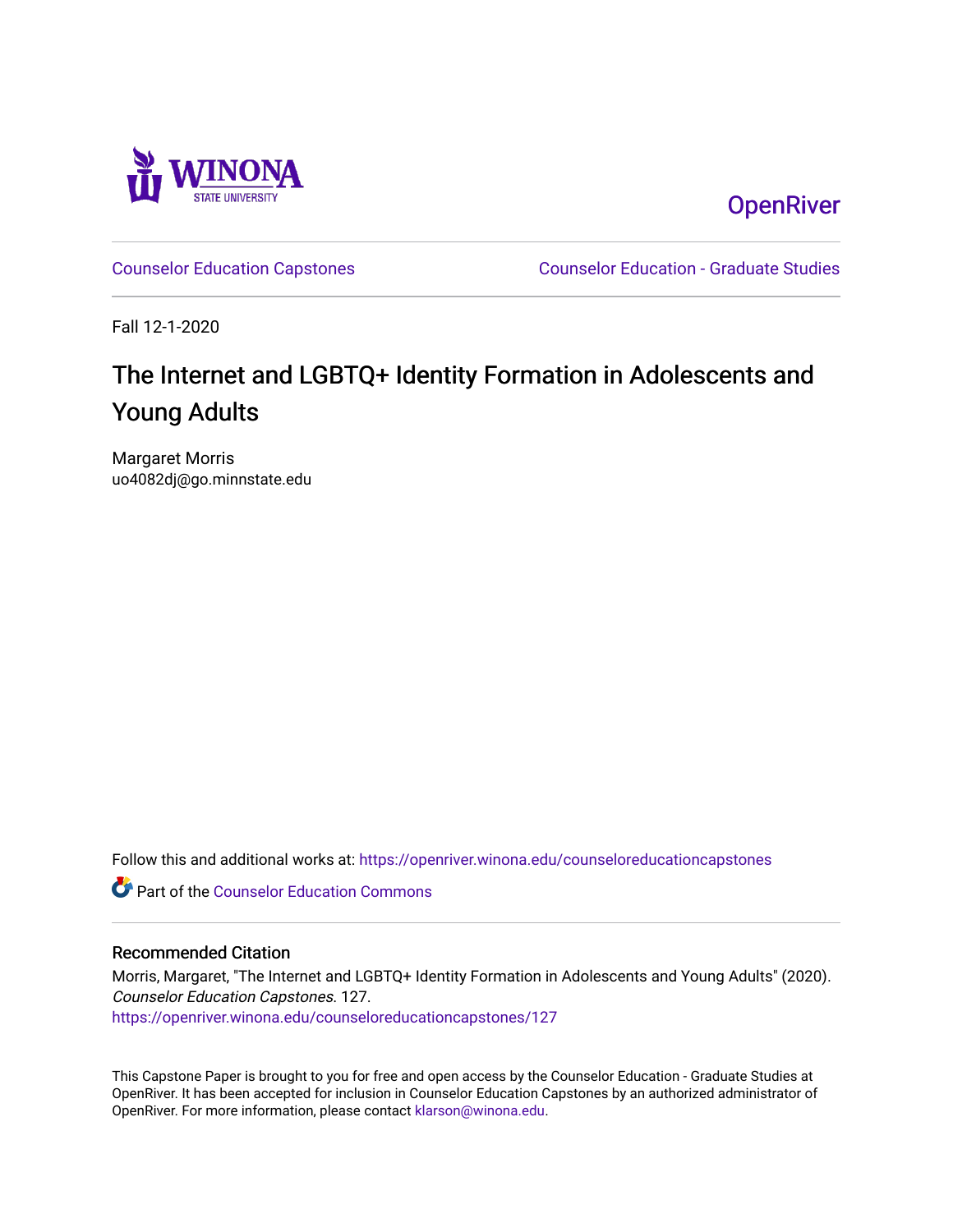OpenRiver

Counselor Education Capstones | Counselor Education - Graduate Studies

Fall 12-1-2020

# The Internet and LGBTQ+ Identity Formation in Adolescents and Young Adults

Margaret Morris
uo4082dj@go.minnstate.edu

Follow this and additional works at: https://openriver.winona.edu/counseloreducationcapstones

Part of the Counselor Education Commons

## Recommended Citation

Morris, Margaret, "The Internet and LGBTQ+ Identity Formation in Adolescents and Young Adults" (2020). *Counselor Education Capstones*. 127.
https://openriver.winona.edu/counseloreducationcapstones/127

This Capstone Paper is brought to you for free and open access by the Counselor Education - Graduate Studies at OpenRiver. It has been accepted for inclusion in Counselor Education Capstones by an authorized administrator of OpenRiver. For more information, please contact klarson@winona.edu.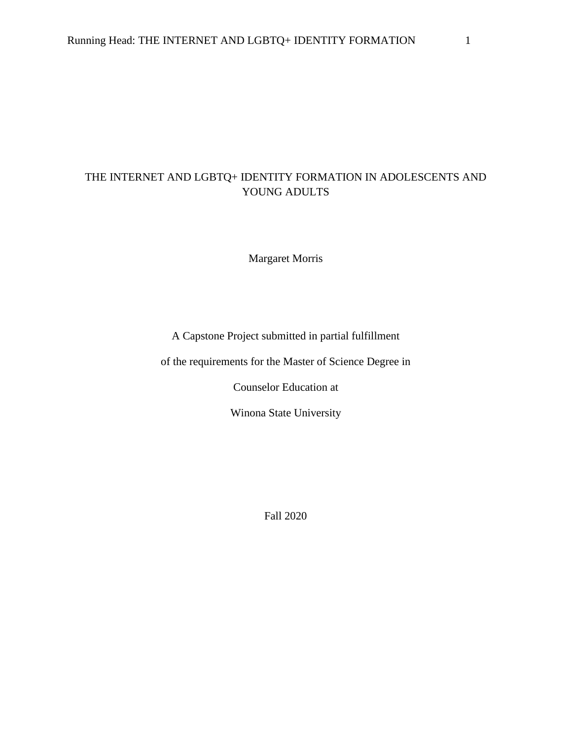# THE INTERNET AND LGBTQ+ IDENTITY FORMATION IN ADOLESCENTS AND YOUNG ADULTS

Margaret Morris

A Capstone Project submitted in partial fulfillment

of the requirements for the Master of Science Degree in

Counselor Education at

Winona State University

Fall 2020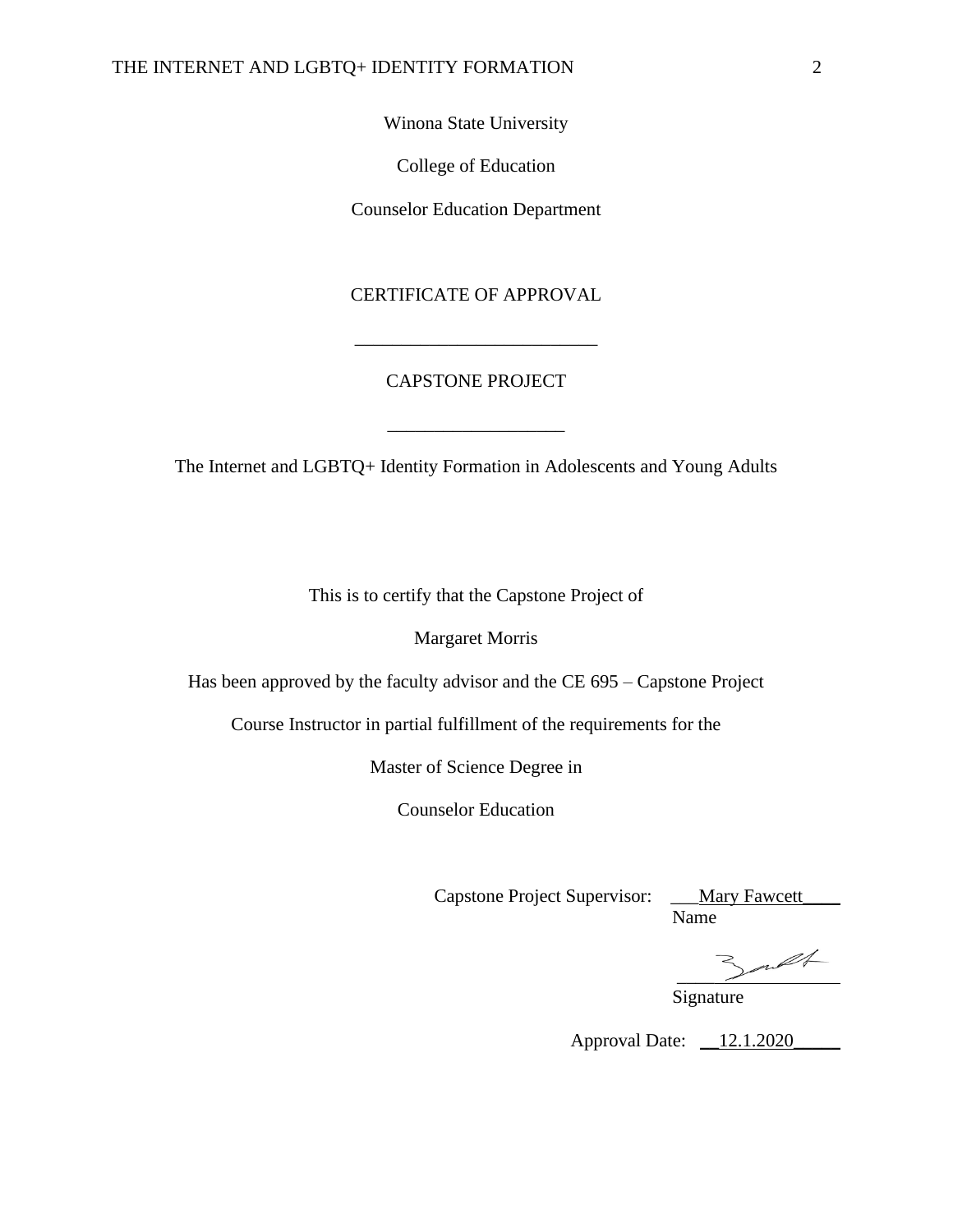Winona State University

College of Education

Counselor Education Department

CERTIFICATE OF APPROVAL

___________________________

CAPSTONE PROJECT

___________________

The Internet and LGBTQ+ Identity Formation in Adolescents and Young Adults

This is to certify that the Capstone Project of

Margaret Morris

Has been approved by the faculty advisor and the CE 695 – Capstone Project

Course Instructor in partial fulfillment of the requirements for the

Master of Science Degree in

Counselor Education

Capstone Project Supervisor: ___Mary Fawcett____
Name

__________________
Signature

Approval Date: __12.1.2020_____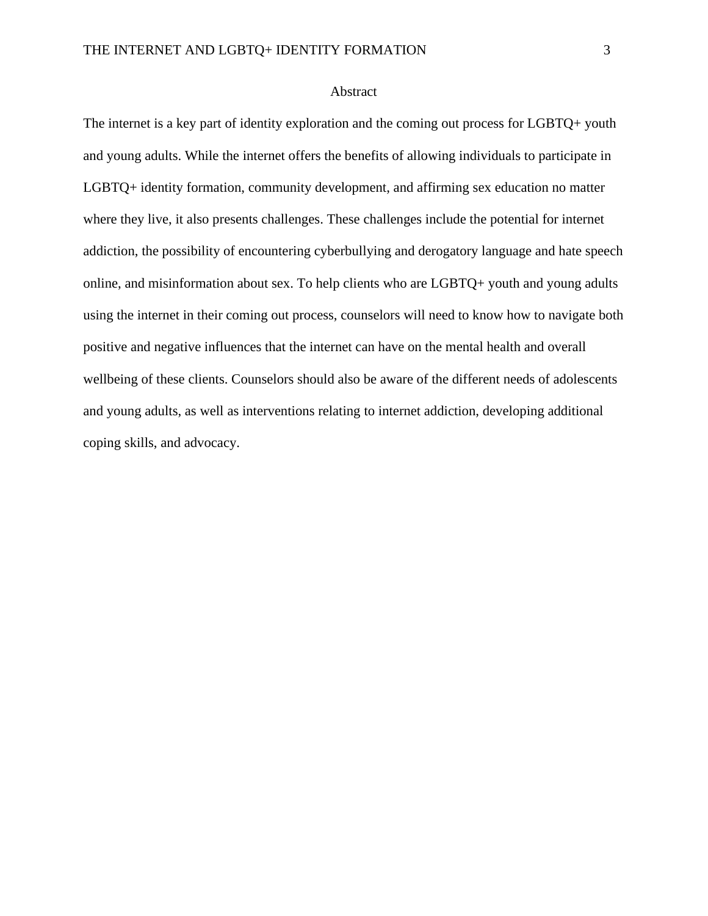# Abstract

The internet is a key part of identity exploration and the coming out process for LGBTQ+ youth and young adults. While the internet offers the benefits of allowing individuals to participate in LGBTQ+ identity formation, community development, and affirming sex education no matter where they live, it also presents challenges. These challenges include the potential for internet addiction, the possibility of encountering cyberbullying and derogatory language and hate speech online, and misinformation about sex. To help clients who are LGBTQ+ youth and young adults using the internet in their coming out process, counselors will need to know how to navigate both positive and negative influences that the internet can have on the mental health and overall wellbeing of these clients. Counselors should also be aware of the different needs of adolescents and young adults, as well as interventions relating to internet addiction, developing additional coping skills, and advocacy.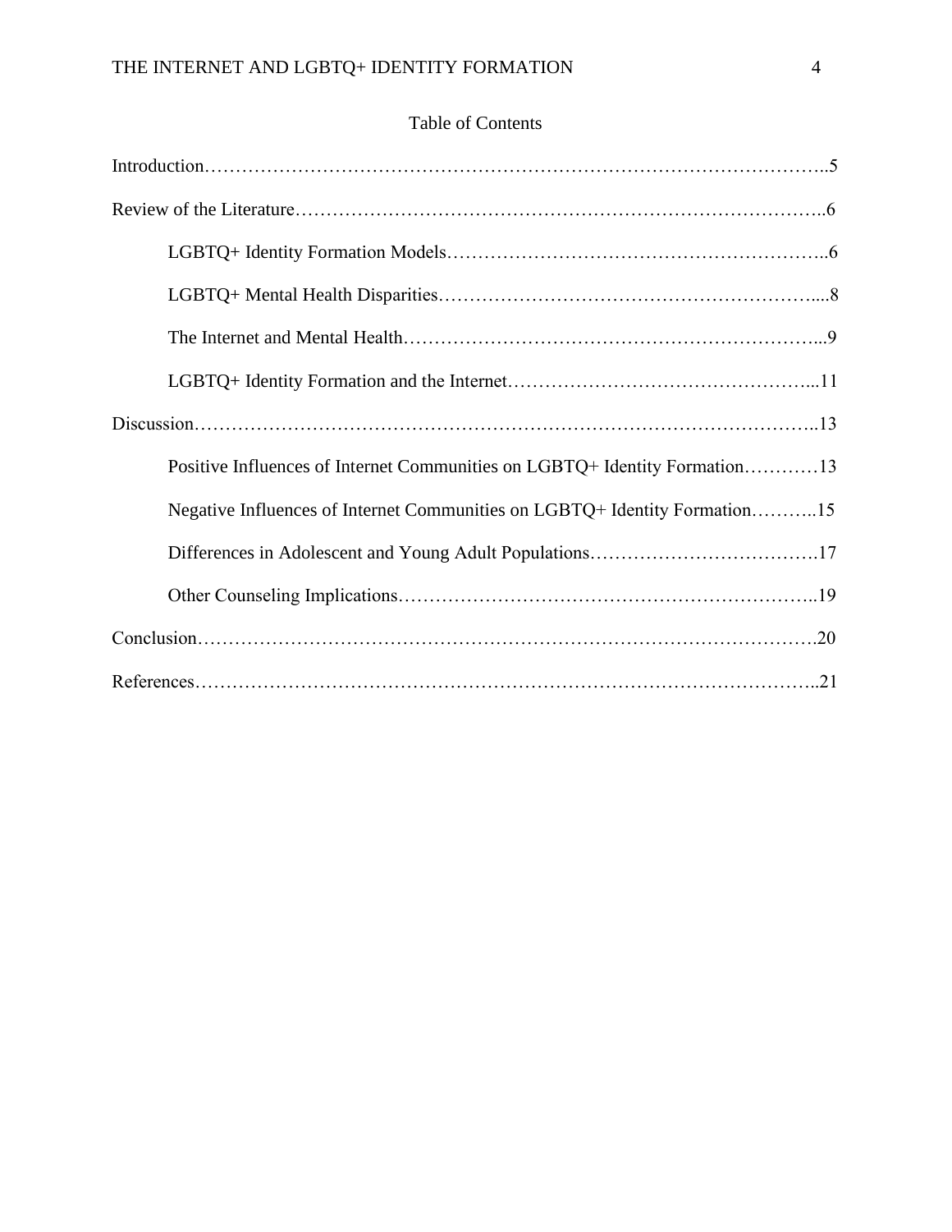# Table of Contents

Introduction……………………………………………………………………………………..5

Review of the Literature…………………………………………………………………………..6

LGBTQ+ Identity Formation Models……………………………………………………..6

LGBTQ+ Mental Health Disparities……………………………………………………....8

The Internet and Mental Health…………………………………………………………...9

LGBTQ+ Identity Formation and the Internet…………………………………………...11

Discussion………………………………………………………………………………………..13

Positive Influences of Internet Communities on LGBTQ+ Identity Formation…………13

Negative Influences of Internet Communities on LGBTQ+ Identity Formation………..15

Differences in Adolescent and Young Adult Populations……………………………….17

Other Counseling Implications…………………………………………………………..19

Conclusion……………………………………………………………………………………….20

References………………………………………………………………………………………..21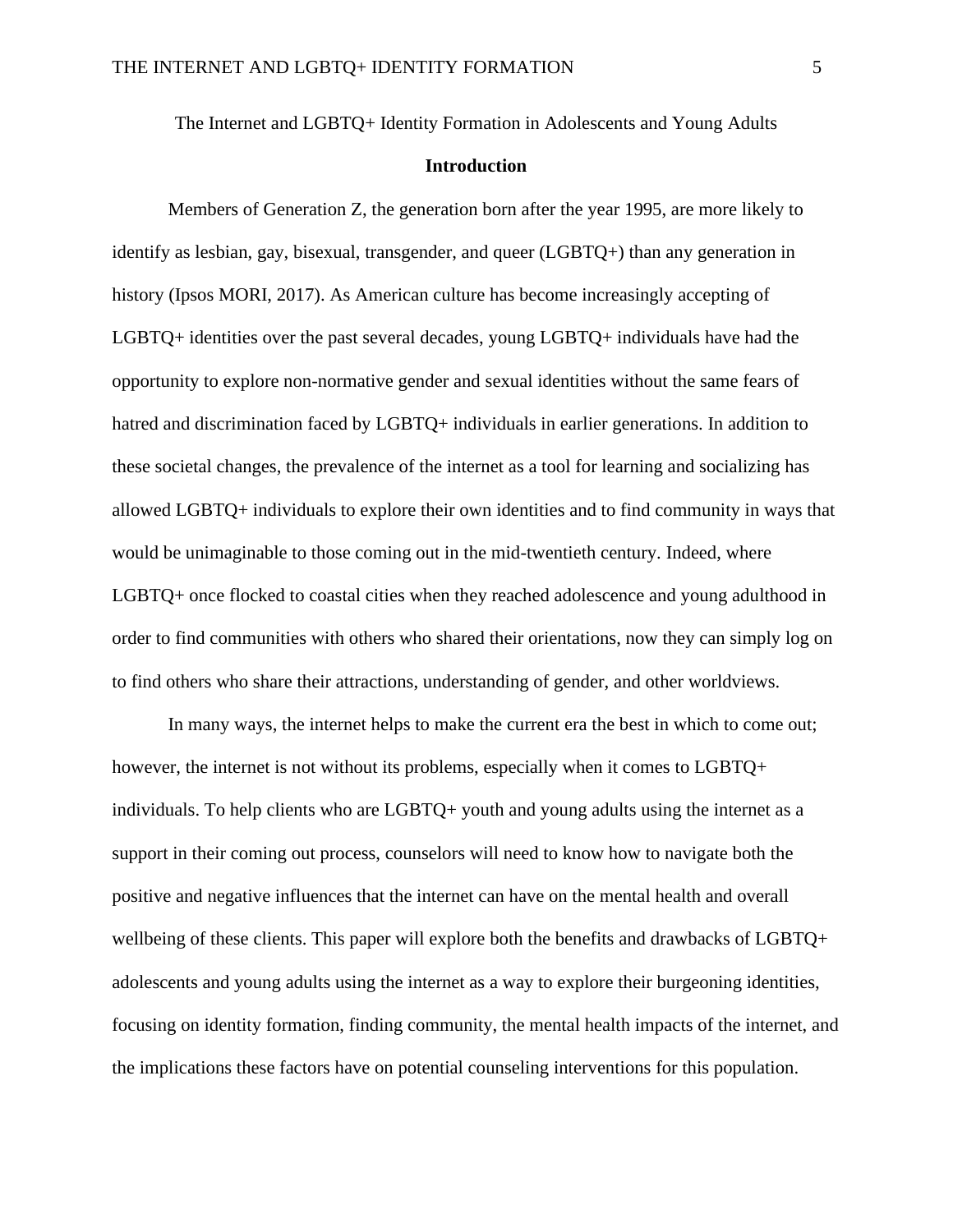The Internet and LGBTQ+ Identity Formation in Adolescents and Young Adults

## Introduction

Members of Generation Z, the generation born after the year 1995, are more likely to identify as lesbian, gay, bisexual, transgender, and queer (LGBTQ+) than any generation in history (Ipsos MORI, 2017). As American culture has become increasingly accepting of LGBTQ+ identities over the past several decades, young LGBTQ+ individuals have had the opportunity to explore non-normative gender and sexual identities without the same fears of hatred and discrimination faced by LGBTQ+ individuals in earlier generations. In addition to these societal changes, the prevalence of the internet as a tool for learning and socializing has allowed LGBTQ+ individuals to explore their own identities and to find community in ways that would be unimaginable to those coming out in the mid-twentieth century. Indeed, where LGBTQ+ once flocked to coastal cities when they reached adolescence and young adulthood in order to find communities with others who shared their orientations, now they can simply log on to find others who share their attractions, understanding of gender, and other worldviews.

In many ways, the internet helps to make the current era the best in which to come out; however, the internet is not without its problems, especially when it comes to LGBTQ+ individuals. To help clients who are LGBTQ+ youth and young adults using the internet as a support in their coming out process, counselors will need to know how to navigate both the positive and negative influences that the internet can have on the mental health and overall wellbeing of these clients. This paper will explore both the benefits and drawbacks of LGBTQ+ adolescents and young adults using the internet as a way to explore their burgeoning identities, focusing on identity formation, finding community, the mental health impacts of the internet, and the implications these factors have on potential counseling interventions for this population.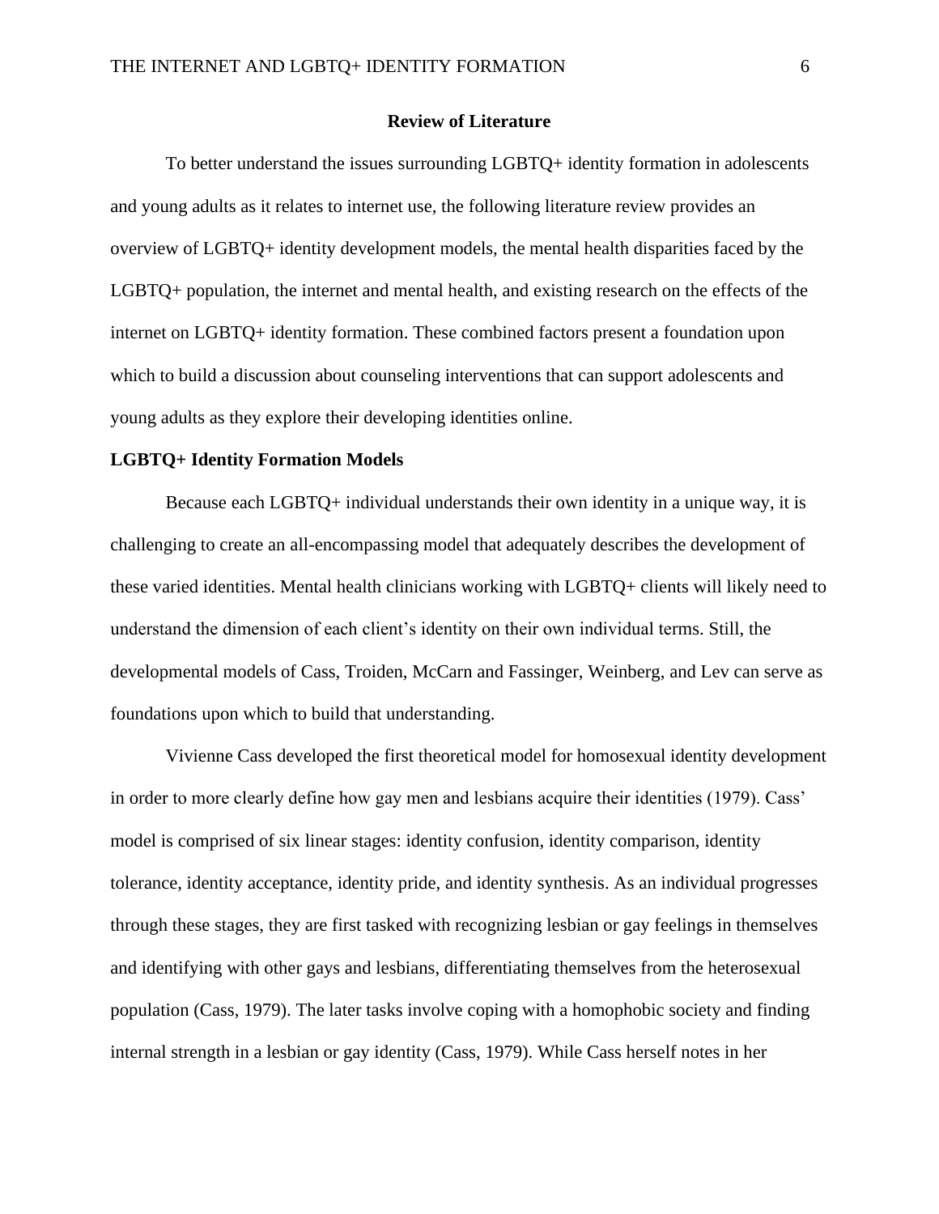## Review of Literature

To better understand the issues surrounding LGBTQ+ identity formation in adolescents and young adults as it relates to internet use, the following literature review provides an overview of LGBTQ+ identity development models, the mental health disparities faced by the LGBTQ+ population, the internet and mental health, and existing research on the effects of the internet on LGBTQ+ identity formation. These combined factors present a foundation upon which to build a discussion about counseling interventions that can support adolescents and young adults as they explore their developing identities online.

### LGBTQ+ Identity Formation Models

Because each LGBTQ+ individual understands their own identity in a unique way, it is challenging to create an all-encompassing model that adequately describes the development of these varied identities. Mental health clinicians working with LGBTQ+ clients will likely need to understand the dimension of each client's identity on their own individual terms. Still, the developmental models of Cass, Troiden, McCarn and Fassinger, Weinberg, and Lev can serve as foundations upon which to build that understanding.

Vivienne Cass developed the first theoretical model for homosexual identity development in order to more clearly define how gay men and lesbians acquire their identities (1979). Cass' model is comprised of six linear stages: identity confusion, identity comparison, identity tolerance, identity acceptance, identity pride, and identity synthesis. As an individual progresses through these stages, they are first tasked with recognizing lesbian or gay feelings in themselves and identifying with other gays and lesbians, differentiating themselves from the heterosexual population (Cass, 1979). The later tasks involve coping with a homophobic society and finding internal strength in a lesbian or gay identity (Cass, 1979). While Cass herself notes in her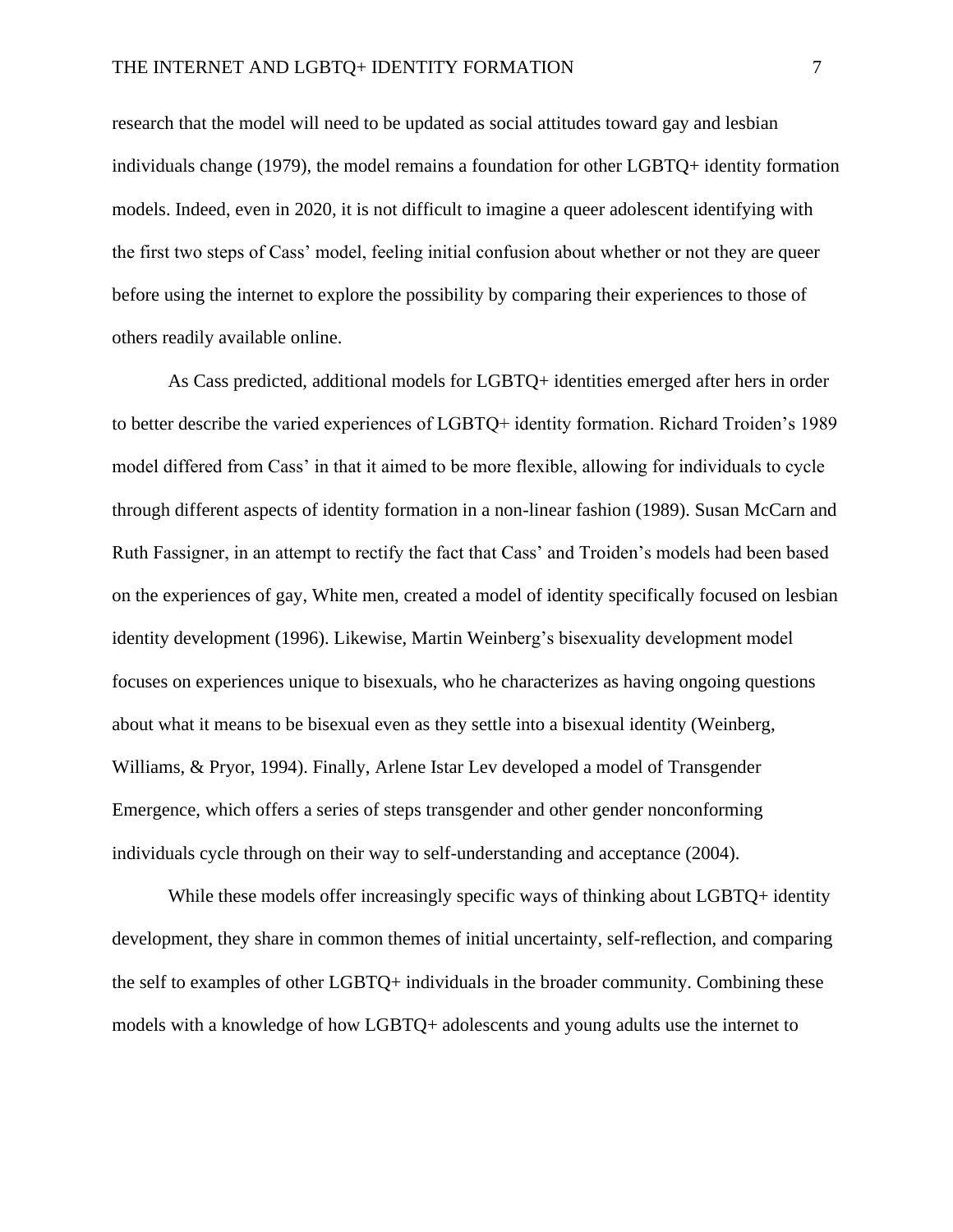research that the model will need to be updated as social attitudes toward gay and lesbian individuals change (1979), the model remains a foundation for other LGBTQ+ identity formation models. Indeed, even in 2020, it is not difficult to imagine a queer adolescent identifying with the first two steps of Cass' model, feeling initial confusion about whether or not they are queer before using the internet to explore the possibility by comparing their experiences to those of others readily available online.

As Cass predicted, additional models for LGBTQ+ identities emerged after hers in order to better describe the varied experiences of LGBTQ+ identity formation. Richard Troiden's 1989 model differed from Cass' in that it aimed to be more flexible, allowing for individuals to cycle through different aspects of identity formation in a non-linear fashion (1989). Susan McCarn and Ruth Fassigner, in an attempt to rectify the fact that Cass' and Troiden's models had been based on the experiences of gay, White men, created a model of identity specifically focused on lesbian identity development (1996). Likewise, Martin Weinberg's bisexuality development model focuses on experiences unique to bisexuals, who he characterizes as having ongoing questions about what it means to be bisexual even as they settle into a bisexual identity (Weinberg, Williams, & Pryor, 1994). Finally, Arlene Istar Lev developed a model of Transgender Emergence, which offers a series of steps transgender and other gender nonconforming individuals cycle through on their way to self-understanding and acceptance (2004).

While these models offer increasingly specific ways of thinking about LGBTQ+ identity development, they share in common themes of initial uncertainty, self-reflection, and comparing the self to examples of other LGBTQ+ individuals in the broader community. Combining these models with a knowledge of how LGBTQ+ adolescents and young adults use the internet to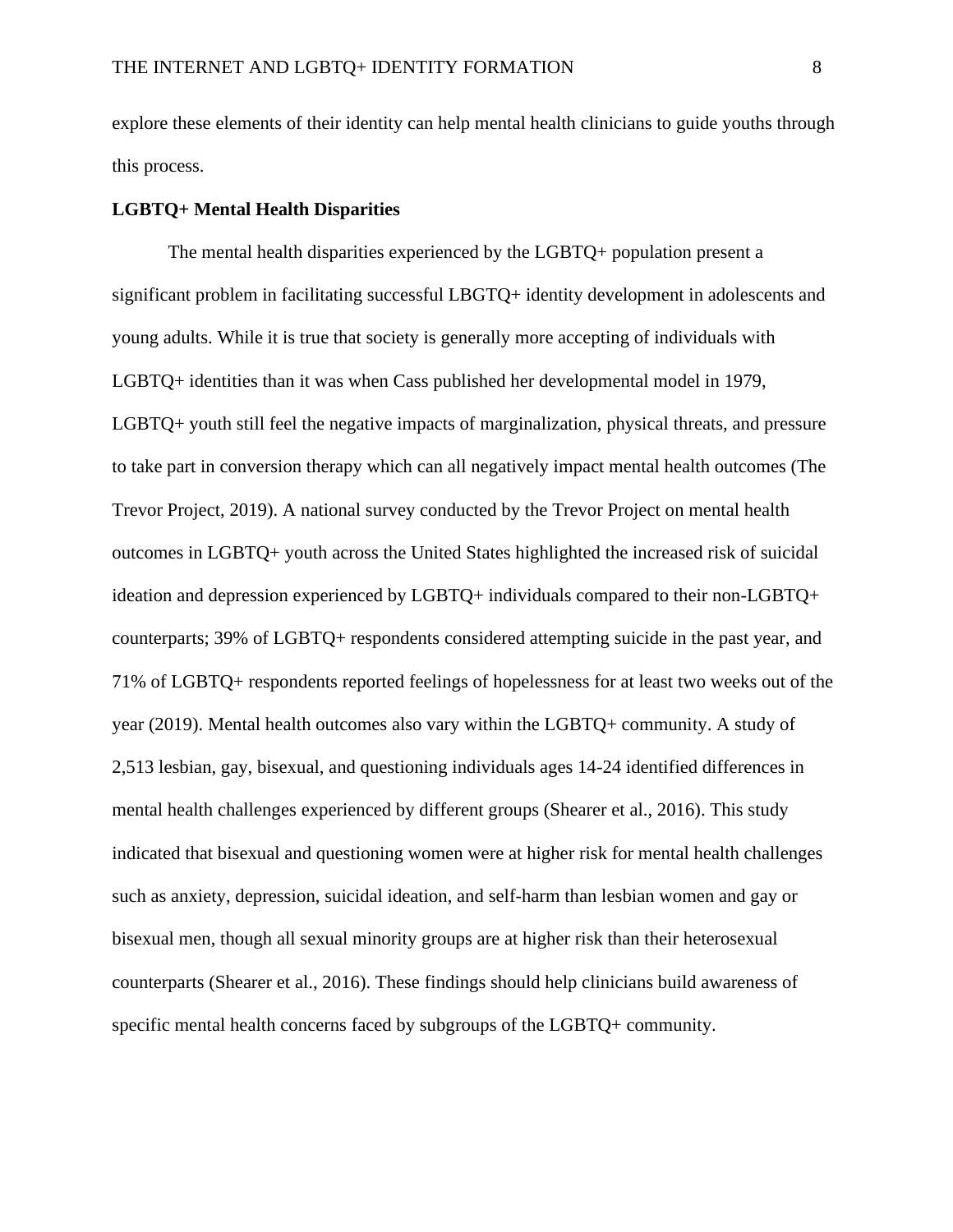explore these elements of their identity can help mental health clinicians to guide youths through this process.

**LGBTQ+ Mental Health Disparities**

The mental health disparities experienced by the LGBTQ+ population present a significant problem in facilitating successful LBGTQ+ identity development in adolescents and young adults. While it is true that society is generally more accepting of individuals with LGBTQ+ identities than it was when Cass published her developmental model in 1979, LGBTQ+ youth still feel the negative impacts of marginalization, physical threats, and pressure to take part in conversion therapy which can all negatively impact mental health outcomes (The Trevor Project, 2019). A national survey conducted by the Trevor Project on mental health outcomes in LGBTQ+ youth across the United States highlighted the increased risk of suicidal ideation and depression experienced by LGBTQ+ individuals compared to their non-LGBTQ+ counterparts; 39% of LGBTQ+ respondents considered attempting suicide in the past year, and 71% of LGBTQ+ respondents reported feelings of hopelessness for at least two weeks out of the year (2019). Mental health outcomes also vary within the LGBTQ+ community. A study of 2,513 lesbian, gay, bisexual, and questioning individuals ages 14-24 identified differences in mental health challenges experienced by different groups (Shearer et al., 2016). This study indicated that bisexual and questioning women were at higher risk for mental health challenges such as anxiety, depression, suicidal ideation, and self-harm than lesbian women and gay or bisexual men, though all sexual minority groups are at higher risk than their heterosexual counterparts (Shearer et al., 2016). These findings should help clinicians build awareness of specific mental health concerns faced by subgroups of the LGBTQ+ community.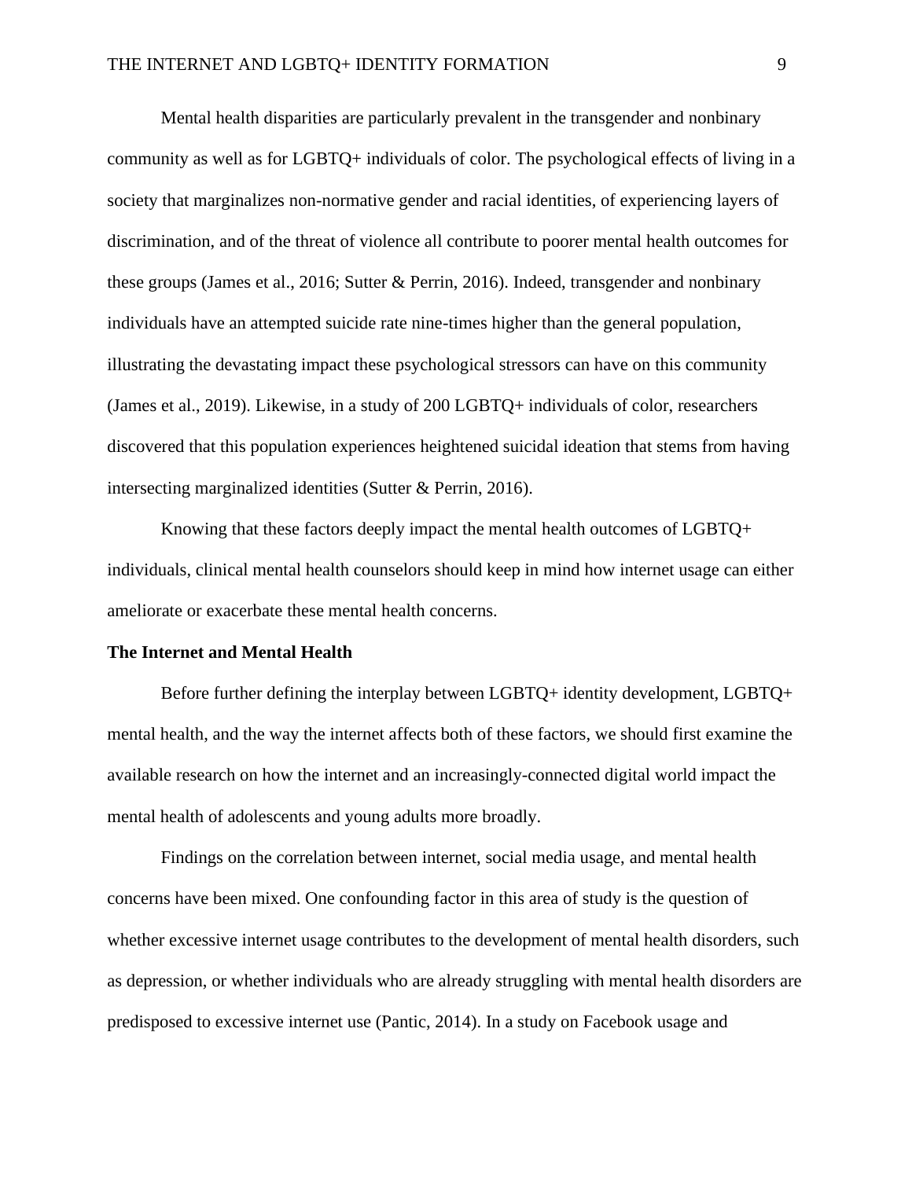Mental health disparities are particularly prevalent in the transgender and nonbinary community as well as for LGBTQ+ individuals of color. The psychological effects of living in a society that marginalizes non-normative gender and racial identities, of experiencing layers of discrimination, and of the threat of violence all contribute to poorer mental health outcomes for these groups (James et al., 2016; Sutter & Perrin, 2016). Indeed, transgender and nonbinary individuals have an attempted suicide rate nine-times higher than the general population, illustrating the devastating impact these psychological stressors can have on this community (James et al., 2019). Likewise, in a study of 200 LGBTQ+ individuals of color, researchers discovered that this population experiences heightened suicidal ideation that stems from having intersecting marginalized identities (Sutter & Perrin, 2016).

Knowing that these factors deeply impact the mental health outcomes of LGBTQ+ individuals, clinical mental health counselors should keep in mind how internet usage can either ameliorate or exacerbate these mental health concerns.

**The Internet and Mental Health**

Before further defining the interplay between LGBTQ+ identity development, LGBTQ+ mental health, and the way the internet affects both of these factors, we should first examine the available research on how the internet and an increasingly-connected digital world impact the mental health of adolescents and young adults more broadly.

Findings on the correlation between internet, social media usage, and mental health concerns have been mixed. One confounding factor in this area of study is the question of whether excessive internet usage contributes to the development of mental health disorders, such as depression, or whether individuals who are already struggling with mental health disorders are predisposed to excessive internet use (Pantic, 2014). In a study on Facebook usage and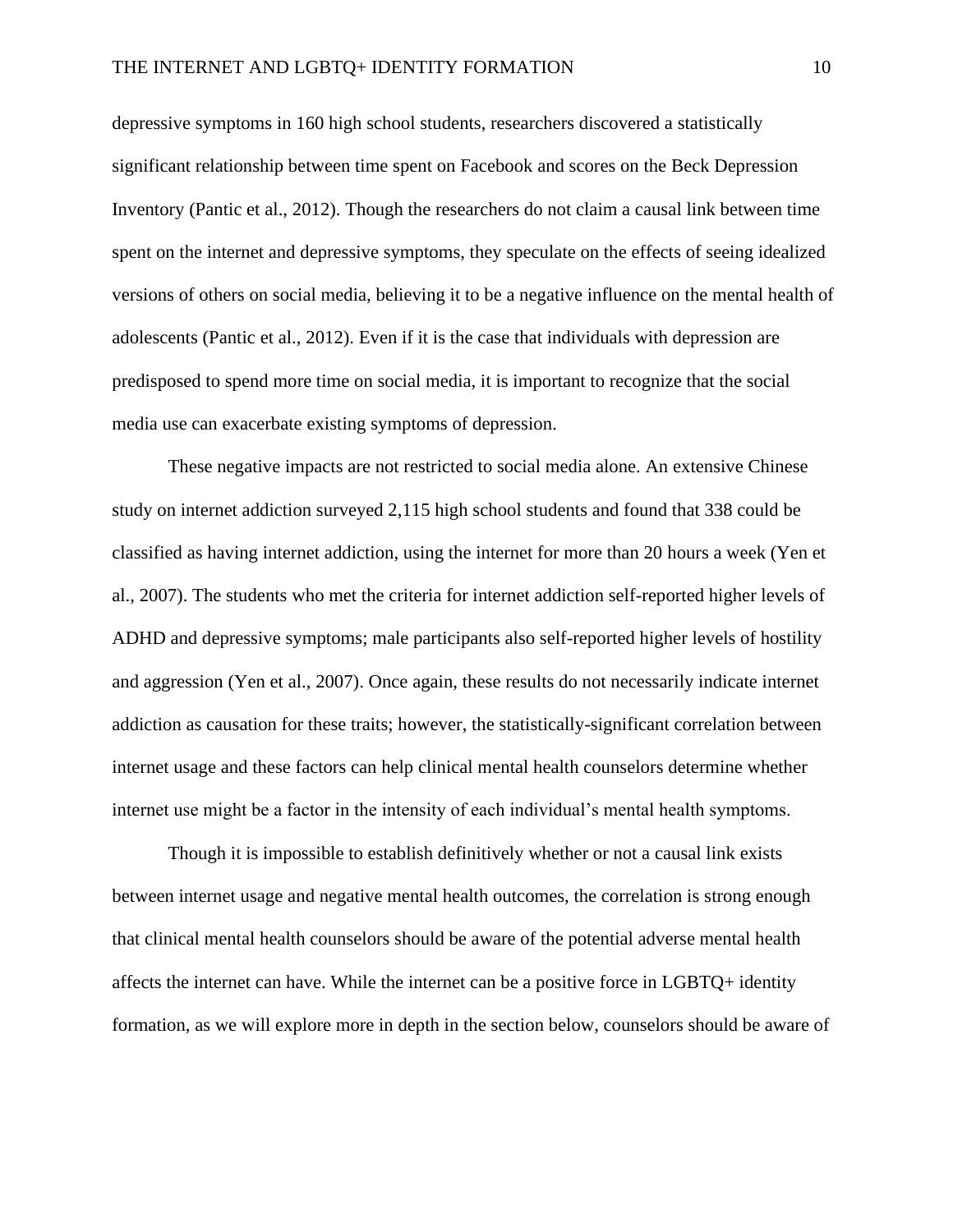depressive symptoms in 160 high school students, researchers discovered a statistically significant relationship between time spent on Facebook and scores on the Beck Depression Inventory (Pantic et al., 2012). Though the researchers do not claim a causal link between time spent on the internet and depressive symptoms, they speculate on the effects of seeing idealized versions of others on social media, believing it to be a negative influence on the mental health of adolescents (Pantic et al., 2012). Even if it is the case that individuals with depression are predisposed to spend more time on social media, it is important to recognize that the social media use can exacerbate existing symptoms of depression.

These negative impacts are not restricted to social media alone. An extensive Chinese study on internet addiction surveyed 2,115 high school students and found that 338 could be classified as having internet addiction, using the internet for more than 20 hours a week (Yen et al., 2007). The students who met the criteria for internet addiction self-reported higher levels of ADHD and depressive symptoms; male participants also self-reported higher levels of hostility and aggression (Yen et al., 2007). Once again, these results do not necessarily indicate internet addiction as causation for these traits; however, the statistically-significant correlation between internet usage and these factors can help clinical mental health counselors determine whether internet use might be a factor in the intensity of each individual's mental health symptoms.

Though it is impossible to establish definitively whether or not a causal link exists between internet usage and negative mental health outcomes, the correlation is strong enough that clinical mental health counselors should be aware of the potential adverse mental health affects the internet can have. While the internet can be a positive force in LGBTQ+ identity formation, as we will explore more in depth in the section below, counselors should be aware of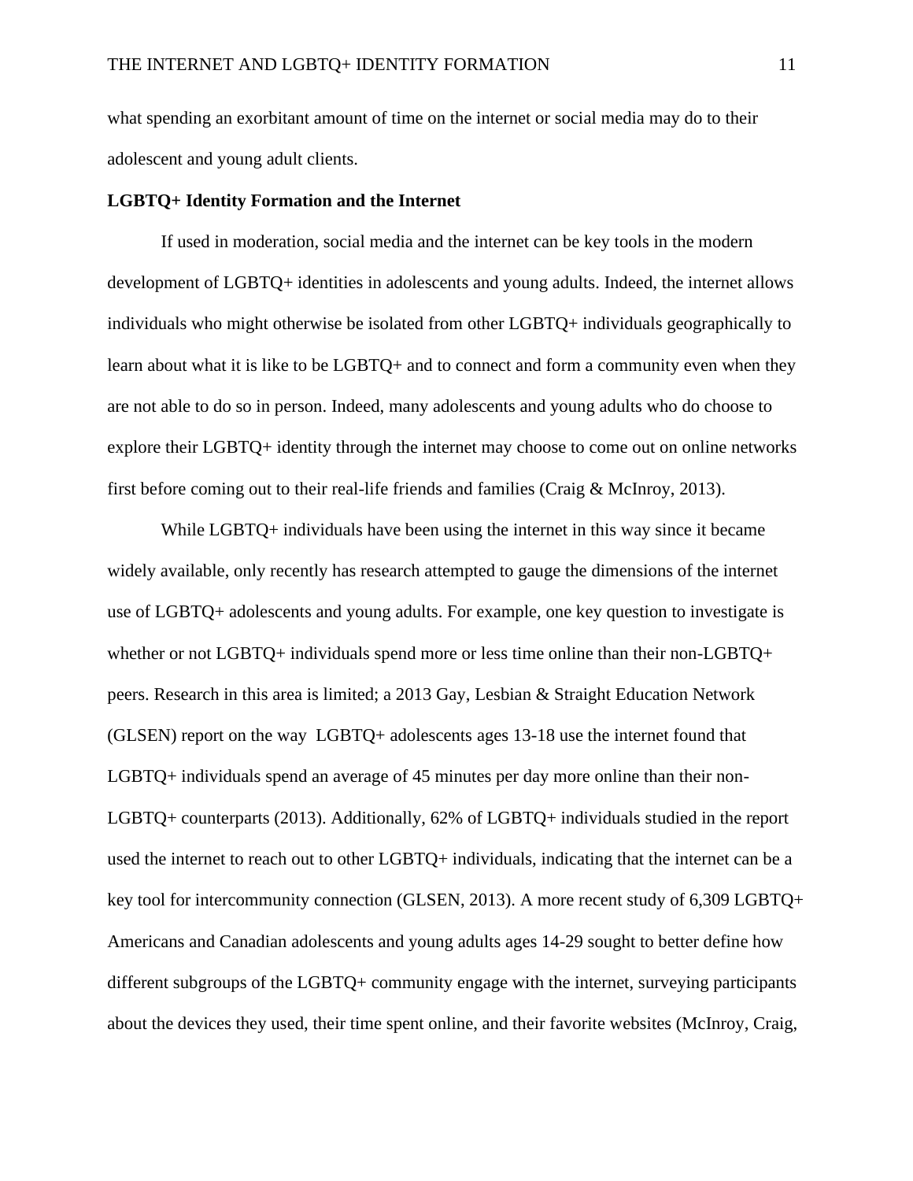what spending an exorbitant amount of time on the internet or social media may do to their adolescent and young adult clients.

**LGBTQ+ Identity Formation and the Internet**

If used in moderation, social media and the internet can be key tools in the modern development of LGBTQ+ identities in adolescents and young adults. Indeed, the internet allows individuals who might otherwise be isolated from other LGBTQ+ individuals geographically to learn about what it is like to be LGBTQ+ and to connect and form a community even when they are not able to do so in person. Indeed, many adolescents and young adults who do choose to explore their LGBTQ+ identity through the internet may choose to come out on online networks first before coming out to their real-life friends and families (Craig & McInroy, 2013).

While LGBTQ+ individuals have been using the internet in this way since it became widely available, only recently has research attempted to gauge the dimensions of the internet use of LGBTQ+ adolescents and young adults. For example, one key question to investigate is whether or not LGBTQ+ individuals spend more or less time online than their non-LGBTQ+ peers. Research in this area is limited; a 2013 Gay, Lesbian & Straight Education Network (GLSEN) report on the way LGBTQ+ adolescents ages 13-18 use the internet found that LGBTQ+ individuals spend an average of 45 minutes per day more online than their non-LGBTQ+ counterparts (2013). Additionally, 62% of LGBTQ+ individuals studied in the report used the internet to reach out to other LGBTQ+ individuals, indicating that the internet can be a key tool for intercommunity connection (GLSEN, 2013). A more recent study of 6,309 LGBTQ+ Americans and Canadian adolescents and young adults ages 14-29 sought to better define how different subgroups of the LGBTQ+ community engage with the internet, surveying participants about the devices they used, their time spent online, and their favorite websites (McInroy, Craig,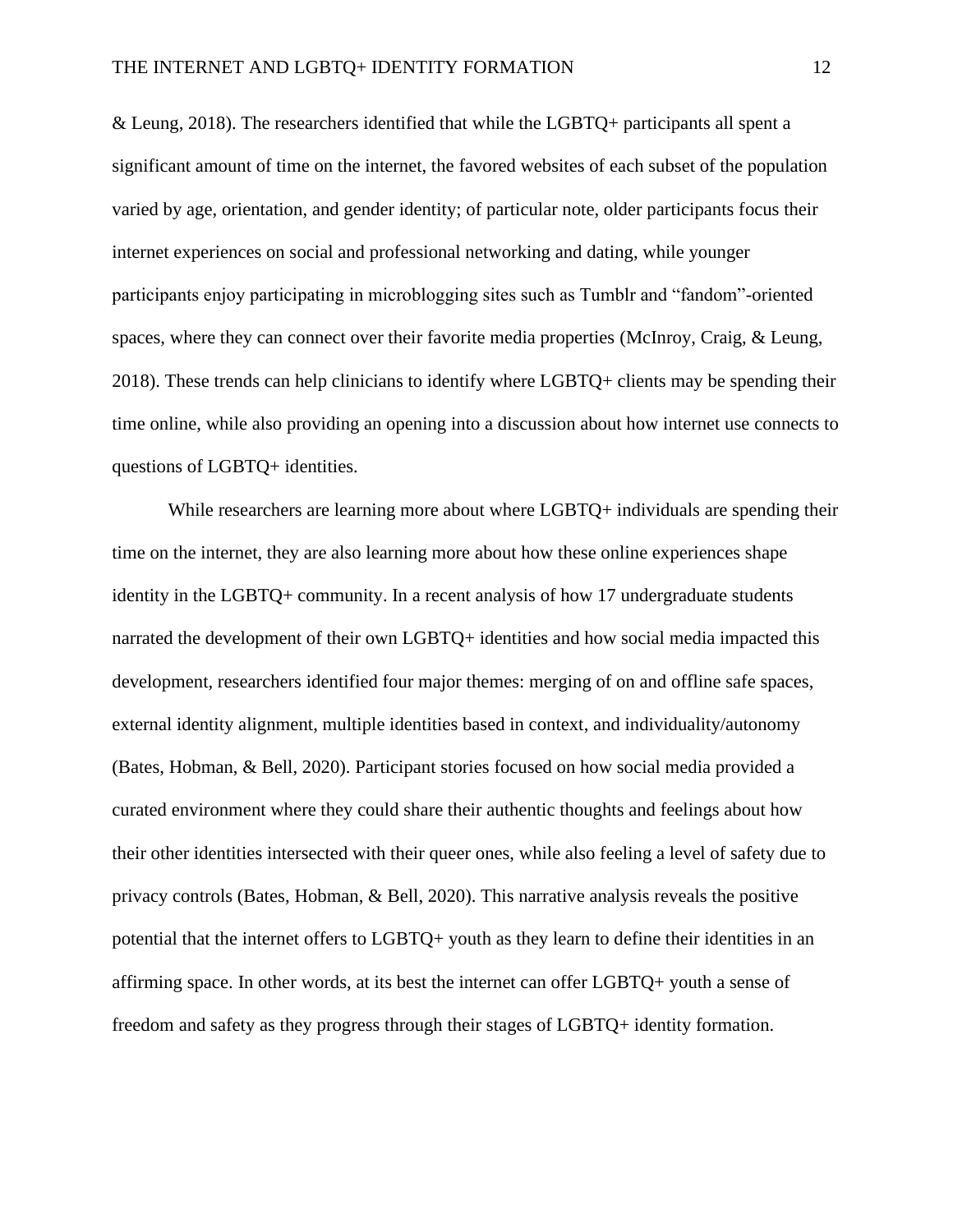& Leung, 2018). The researchers identified that while the LGBTQ+ participants all spent a significant amount of time on the internet, the favored websites of each subset of the population varied by age, orientation, and gender identity; of particular note, older participants focus their internet experiences on social and professional networking and dating, while younger participants enjoy participating in microblogging sites such as Tumblr and "fandom"-oriented spaces, where they can connect over their favorite media properties (McInroy, Craig, & Leung, 2018). These trends can help clinicians to identify where LGBTQ+ clients may be spending their time online, while also providing an opening into a discussion about how internet use connects to questions of LGBTQ+ identities.

While researchers are learning more about where LGBTQ+ individuals are spending their time on the internet, they are also learning more about how these online experiences shape identity in the LGBTQ+ community. In a recent analysis of how 17 undergraduate students narrated the development of their own LGBTQ+ identities and how social media impacted this development, researchers identified four major themes: merging of on and offline safe spaces, external identity alignment, multiple identities based in context, and individuality/autonomy (Bates, Hobman, & Bell, 2020). Participant stories focused on how social media provided a curated environment where they could share their authentic thoughts and feelings about how their other identities intersected with their queer ones, while also feeling a level of safety due to privacy controls (Bates, Hobman, & Bell, 2020). This narrative analysis reveals the positive potential that the internet offers to LGBTQ+ youth as they learn to define their identities in an affirming space. In other words, at its best the internet can offer LGBTQ+ youth a sense of freedom and safety as they progress through their stages of LGBTQ+ identity formation.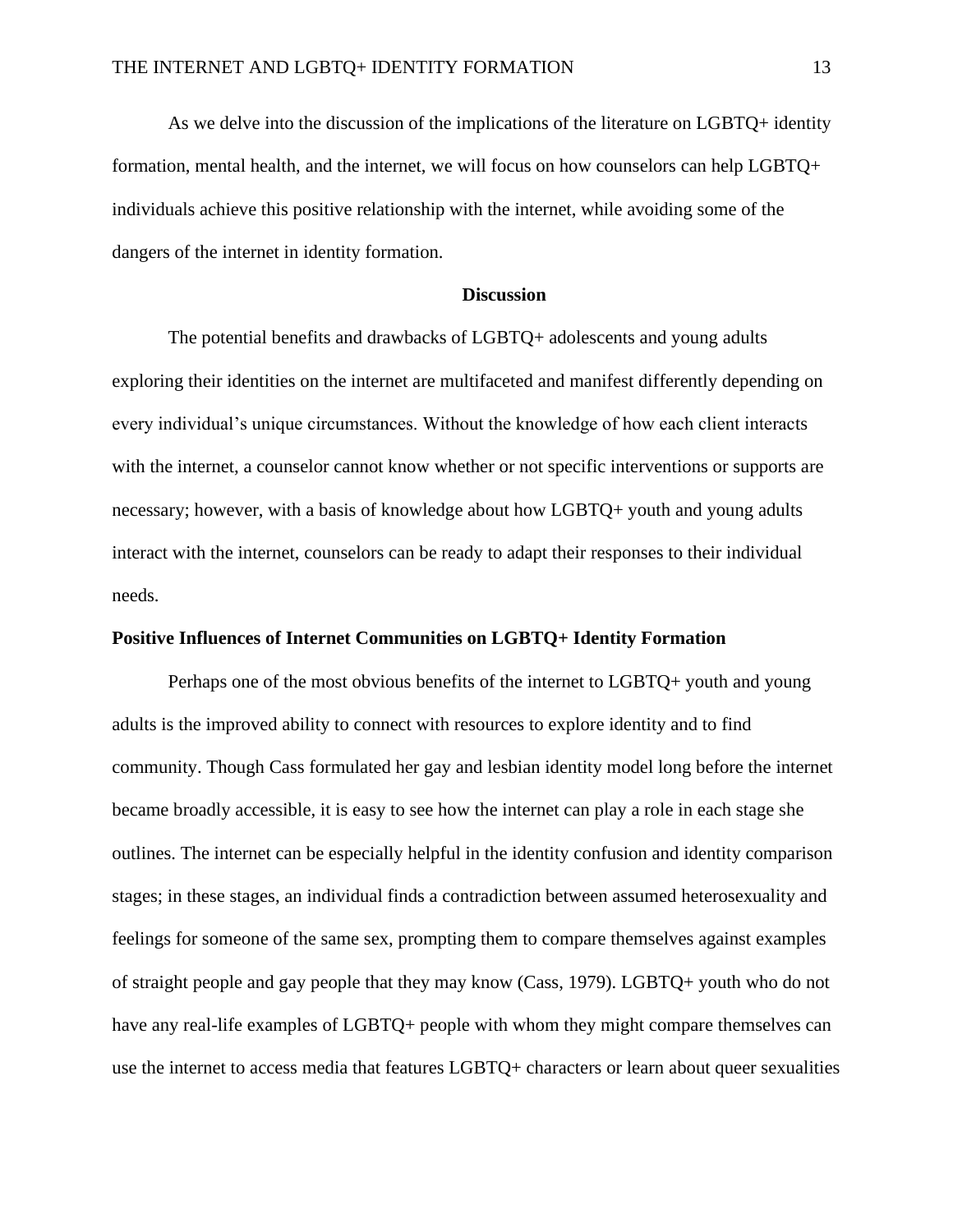As we delve into the discussion of the implications of the literature on LGBTQ+ identity formation, mental health, and the internet, we will focus on how counselors can help LGBTQ+ individuals achieve this positive relationship with the internet, while avoiding some of the dangers of the internet in identity formation.

## Discussion

The potential benefits and drawbacks of LGBTQ+ adolescents and young adults exploring their identities on the internet are multifaceted and manifest differently depending on every individual's unique circumstances. Without the knowledge of how each client interacts with the internet, a counselor cannot know whether or not specific interventions or supports are necessary; however, with a basis of knowledge about how LGBTQ+ youth and young adults interact with the internet, counselors can be ready to adapt their responses to their individual needs.

### Positive Influences of Internet Communities on LGBTQ+ Identity Formation

Perhaps one of the most obvious benefits of the internet to LGBTQ+ youth and young adults is the improved ability to connect with resources to explore identity and to find community. Though Cass formulated her gay and lesbian identity model long before the internet became broadly accessible, it is easy to see how the internet can play a role in each stage she outlines. The internet can be especially helpful in the identity confusion and identity comparison stages; in these stages, an individual finds a contradiction between assumed heterosexuality and feelings for someone of the same sex, prompting them to compare themselves against examples of straight people and gay people that they may know (Cass, 1979). LGBTQ+ youth who do not have any real-life examples of LGBTQ+ people with whom they might compare themselves can use the internet to access media that features LGBTQ+ characters or learn about queer sexualities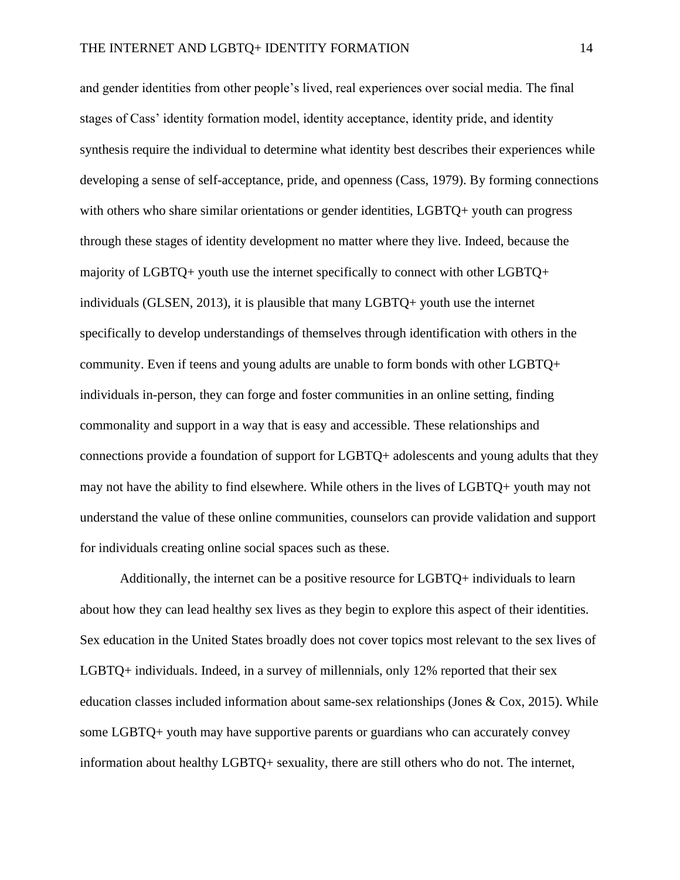and gender identities from other people's lived, real experiences over social media. The final stages of Cass' identity formation model, identity acceptance, identity pride, and identity synthesis require the individual to determine what identity best describes their experiences while developing a sense of self-acceptance, pride, and openness (Cass, 1979). By forming connections with others who share similar orientations or gender identities, LGBTQ+ youth can progress through these stages of identity development no matter where they live. Indeed, because the majority of LGBTQ+ youth use the internet specifically to connect with other LGBTQ+ individuals (GLSEN, 2013), it is plausible that many LGBTQ+ youth use the internet specifically to develop understandings of themselves through identification with others in the community. Even if teens and young adults are unable to form bonds with other LGBTQ+ individuals in-person, they can forge and foster communities in an online setting, finding commonality and support in a way that is easy and accessible. These relationships and connections provide a foundation of support for LGBTQ+ adolescents and young adults that they may not have the ability to find elsewhere. While others in the lives of LGBTQ+ youth may not understand the value of these online communities, counselors can provide validation and support for individuals creating online social spaces such as these.

Additionally, the internet can be a positive resource for LGBTQ+ individuals to learn about how they can lead healthy sex lives as they begin to explore this aspect of their identities. Sex education in the United States broadly does not cover topics most relevant to the sex lives of LGBTQ+ individuals. Indeed, in a survey of millennials, only 12% reported that their sex education classes included information about same-sex relationships (Jones & Cox, 2015). While some LGBTQ+ youth may have supportive parents or guardians who can accurately convey information about healthy LGBTQ+ sexuality, there are still others who do not. The internet,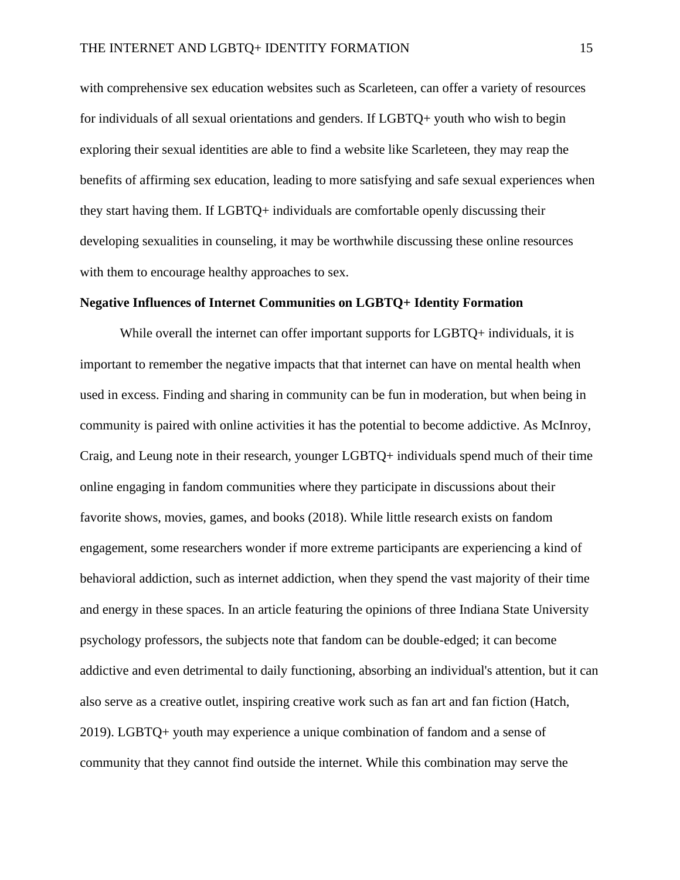with comprehensive sex education websites such as Scarleteen, can offer a variety of resources for individuals of all sexual orientations and genders. If LGBTQ+ youth who wish to begin exploring their sexual identities are able to find a website like Scarleteen, they may reap the benefits of affirming sex education, leading to more satisfying and safe sexual experiences when they start having them. If LGBTQ+ individuals are comfortable openly discussing their developing sexualities in counseling, it may be worthwhile discussing these online resources with them to encourage healthy approaches to sex.

**Negative Influences of Internet Communities on LGBTQ+ Identity Formation**

While overall the internet can offer important supports for LGBTQ+ individuals, it is important to remember the negative impacts that that internet can have on mental health when used in excess. Finding and sharing in community can be fun in moderation, but when being in community is paired with online activities it has the potential to become addictive. As McInroy, Craig, and Leung note in their research, younger LGBTQ+ individuals spend much of their time online engaging in fandom communities where they participate in discussions about their favorite shows, movies, games, and books (2018). While little research exists on fandom engagement, some researchers wonder if more extreme participants are experiencing a kind of behavioral addiction, such as internet addiction, when they spend the vast majority of their time and energy in these spaces. In an article featuring the opinions of three Indiana State University psychology professors, the subjects note that fandom can be double-edged; it can become addictive and even detrimental to daily functioning, absorbing an individual's attention, but it can also serve as a creative outlet, inspiring creative work such as fan art and fan fiction (Hatch, 2019). LGBTQ+ youth may experience a unique combination of fandom and a sense of community that they cannot find outside the internet. While this combination may serve the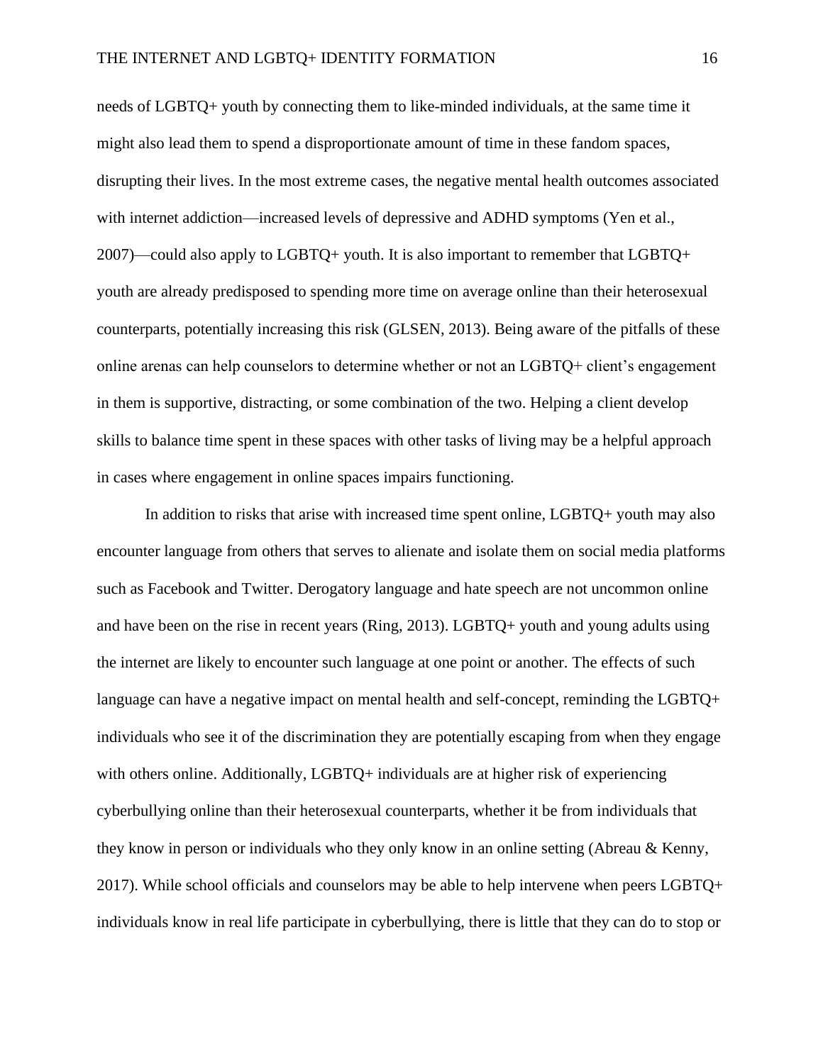needs of LGBTQ+ youth by connecting them to like-minded individuals, at the same time it might also lead them to spend a disproportionate amount of time in these fandom spaces, disrupting their lives. In the most extreme cases, the negative mental health outcomes associated with internet addiction—increased levels of depressive and ADHD symptoms (Yen et al., 2007)—could also apply to LGBTQ+ youth. It is also important to remember that LGBTQ+ youth are already predisposed to spending more time on average online than their heterosexual counterparts, potentially increasing this risk (GLSEN, 2013). Being aware of the pitfalls of these online arenas can help counselors to determine whether or not an LGBTQ+ client's engagement in them is supportive, distracting, or some combination of the two. Helping a client develop skills to balance time spent in these spaces with other tasks of living may be a helpful approach in cases where engagement in online spaces impairs functioning.

In addition to risks that arise with increased time spent online, LGBTQ+ youth may also encounter language from others that serves to alienate and isolate them on social media platforms such as Facebook and Twitter. Derogatory language and hate speech are not uncommon online and have been on the rise in recent years (Ring, 2013). LGBTQ+ youth and young adults using the internet are likely to encounter such language at one point or another. The effects of such language can have a negative impact on mental health and self-concept, reminding the LGBTQ+ individuals who see it of the discrimination they are potentially escaping from when they engage with others online. Additionally, LGBTQ+ individuals are at higher risk of experiencing cyberbullying online than their heterosexual counterparts, whether it be from individuals that they know in person or individuals who they only know in an online setting (Abreau & Kenny, 2017). While school officials and counselors may be able to help intervene when peers LGBTQ+ individuals know in real life participate in cyberbullying, there is little that they can do to stop or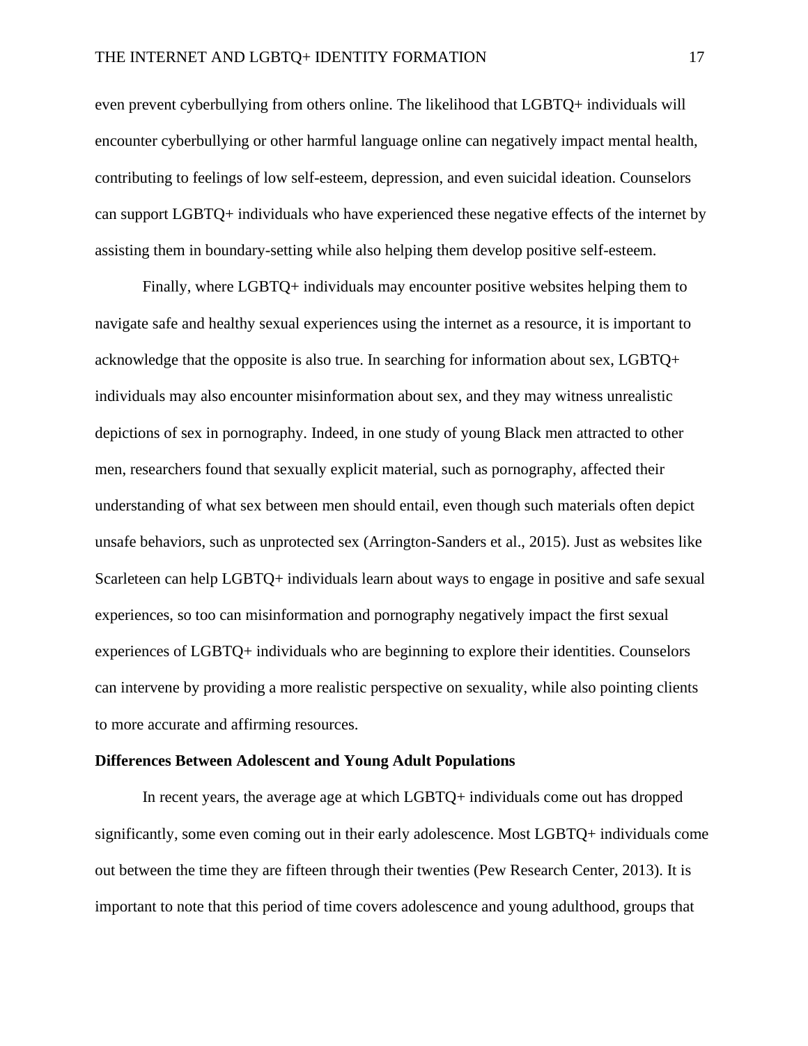even prevent cyberbullying from others online. The likelihood that LGBTQ+ individuals will encounter cyberbullying or other harmful language online can negatively impact mental health, contributing to feelings of low self-esteem, depression, and even suicidal ideation. Counselors can support LGBTQ+ individuals who have experienced these negative effects of the internet by assisting them in boundary-setting while also helping them develop positive self-esteem.

Finally, where LGBTQ+ individuals may encounter positive websites helping them to navigate safe and healthy sexual experiences using the internet as a resource, it is important to acknowledge that the opposite is also true. In searching for information about sex, LGBTQ+ individuals may also encounter misinformation about sex, and they may witness unrealistic depictions of sex in pornography. Indeed, in one study of young Black men attracted to other men, researchers found that sexually explicit material, such as pornography, affected their understanding of what sex between men should entail, even though such materials often depict unsafe behaviors, such as unprotected sex (Arrington-Sanders et al., 2015). Just as websites like Scarleteen can help LGBTQ+ individuals learn about ways to engage in positive and safe sexual experiences, so too can misinformation and pornography negatively impact the first sexual experiences of LGBTQ+ individuals who are beginning to explore their identities. Counselors can intervene by providing a more realistic perspective on sexuality, while also pointing clients to more accurate and affirming resources.

**Differences Between Adolescent and Young Adult Populations**

In recent years, the average age at which LGBTQ+ individuals come out has dropped significantly, some even coming out in their early adolescence. Most LGBTQ+ individuals come out between the time they are fifteen through their twenties (Pew Research Center, 2013). It is important to note that this period of time covers adolescence and young adulthood, groups that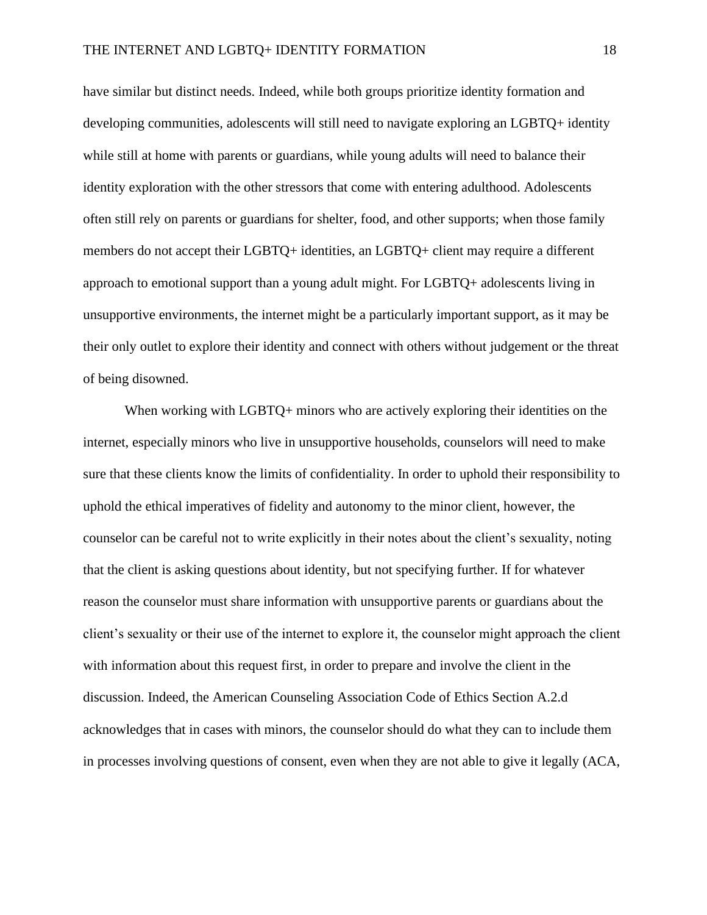have similar but distinct needs. Indeed, while both groups prioritize identity formation and developing communities, adolescents will still need to navigate exploring an LGBTQ+ identity while still at home with parents or guardians, while young adults will need to balance their identity exploration with the other stressors that come with entering adulthood. Adolescents often still rely on parents or guardians for shelter, food, and other supports; when those family members do not accept their LGBTQ+ identities, an LGBTQ+ client may require a different approach to emotional support than a young adult might. For LGBTQ+ adolescents living in unsupportive environments, the internet might be a particularly important support, as it may be their only outlet to explore their identity and connect with others without judgement or the threat of being disowned.

When working with LGBTQ+ minors who are actively exploring their identities on the internet, especially minors who live in unsupportive households, counselors will need to make sure that these clients know the limits of confidentiality. In order to uphold their responsibility to uphold the ethical imperatives of fidelity and autonomy to the minor client, however, the counselor can be careful not to write explicitly in their notes about the client's sexuality, noting that the client is asking questions about identity, but not specifying further. If for whatever reason the counselor must share information with unsupportive parents or guardians about the client's sexuality or their use of the internet to explore it, the counselor might approach the client with information about this request first, in order to prepare and involve the client in the discussion. Indeed, the American Counseling Association Code of Ethics Section A.2.d acknowledges that in cases with minors, the counselor should do what they can to include them in processes involving questions of consent, even when they are not able to give it legally (ACA,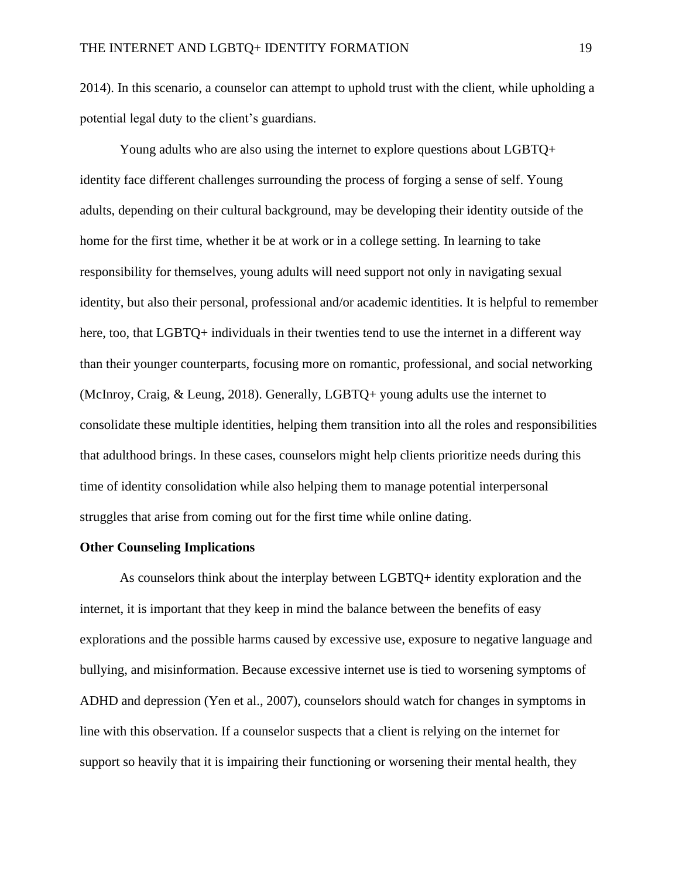2014). In this scenario, a counselor can attempt to uphold trust with the client, while upholding a potential legal duty to the client's guardians.

Young adults who are also using the internet to explore questions about LGBTQ+ identity face different challenges surrounding the process of forging a sense of self. Young adults, depending on their cultural background, may be developing their identity outside of the home for the first time, whether it be at work or in a college setting. In learning to take responsibility for themselves, young adults will need support not only in navigating sexual identity, but also their personal, professional and/or academic identities. It is helpful to remember here, too, that LGBTQ+ individuals in their twenties tend to use the internet in a different way than their younger counterparts, focusing more on romantic, professional, and social networking (McInroy, Craig, & Leung, 2018). Generally, LGBTQ+ young adults use the internet to consolidate these multiple identities, helping them transition into all the roles and responsibilities that adulthood brings. In these cases, counselors might help clients prioritize needs during this time of identity consolidation while also helping them to manage potential interpersonal struggles that arise from coming out for the first time while online dating.

**Other Counseling Implications**

As counselors think about the interplay between LGBTQ+ identity exploration and the internet, it is important that they keep in mind the balance between the benefits of easy explorations and the possible harms caused by excessive use, exposure to negative language and bullying, and misinformation. Because excessive internet use is tied to worsening symptoms of ADHD and depression (Yen et al., 2007), counselors should watch for changes in symptoms in line with this observation. If a counselor suspects that a client is relying on the internet for support so heavily that it is impairing their functioning or worsening their mental health, they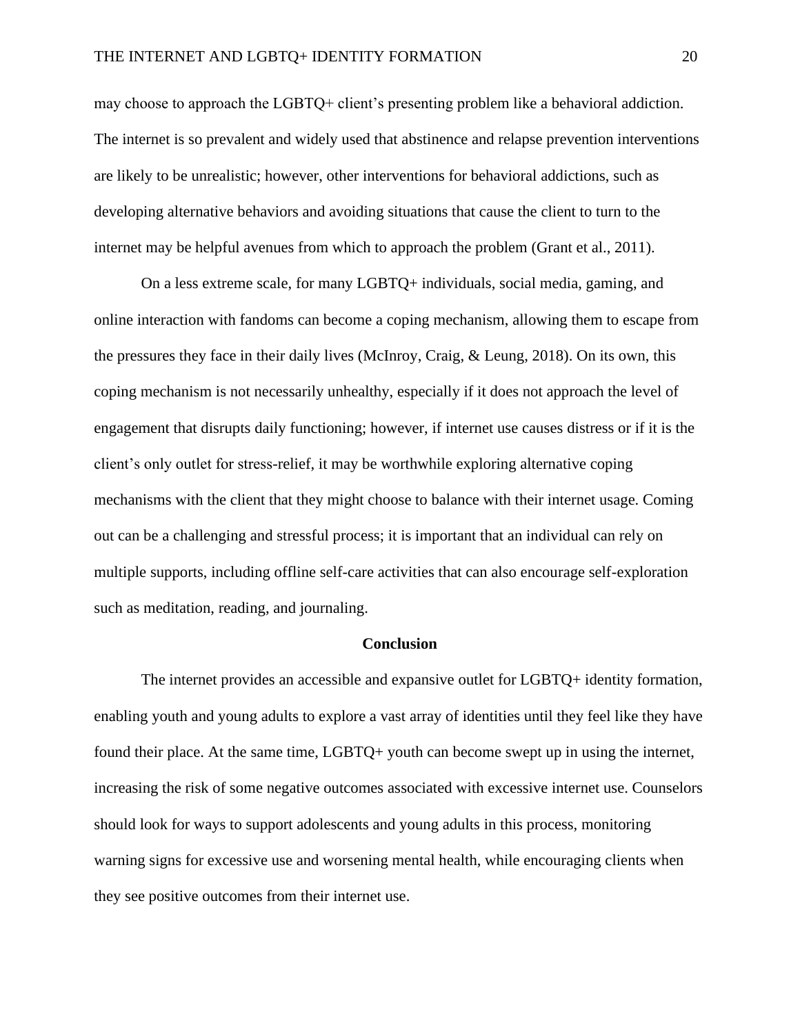may choose to approach the LGBTQ+ client's presenting problem like a behavioral addiction. The internet is so prevalent and widely used that abstinence and relapse prevention interventions are likely to be unrealistic; however, other interventions for behavioral addictions, such as developing alternative behaviors and avoiding situations that cause the client to turn to the internet may be helpful avenues from which to approach the problem (Grant et al., 2011).

On a less extreme scale, for many LGBTQ+ individuals, social media, gaming, and online interaction with fandoms can become a coping mechanism, allowing them to escape from the pressures they face in their daily lives (McInroy, Craig, & Leung, 2018). On its own, this coping mechanism is not necessarily unhealthy, especially if it does not approach the level of engagement that disrupts daily functioning; however, if internet use causes distress or if it is the client's only outlet for stress-relief, it may be worthwhile exploring alternative coping mechanisms with the client that they might choose to balance with their internet usage. Coming out can be a challenging and stressful process; it is important that an individual can rely on multiple supports, including offline self-care activities that can also encourage self-exploration such as meditation, reading, and journaling.

## Conclusion

The internet provides an accessible and expansive outlet for LGBTQ+ identity formation, enabling youth and young adults to explore a vast array of identities until they feel like they have found their place. At the same time, LGBTQ+ youth can become swept up in using the internet, increasing the risk of some negative outcomes associated with excessive internet use. Counselors should look for ways to support adolescents and young adults in this process, monitoring warning signs for excessive use and worsening mental health, while encouraging clients when they see positive outcomes from their internet use.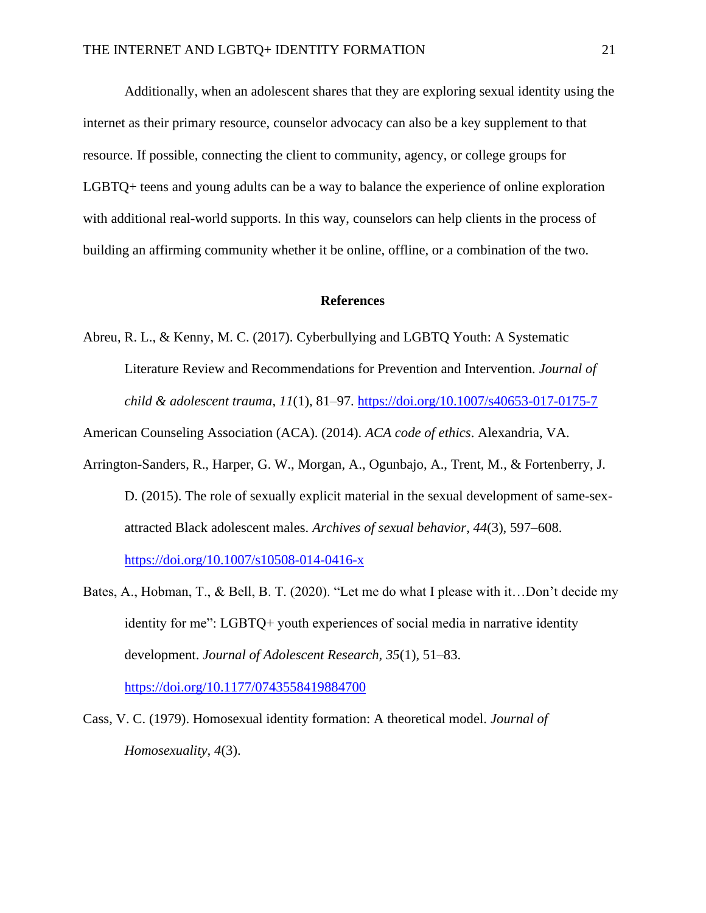Additionally, when an adolescent shares that they are exploring sexual identity using the internet as their primary resource, counselor advocacy can also be a key supplement to that resource. If possible, connecting the client to community, agency, or college groups for LGBTQ+ teens and young adults can be a way to balance the experience of online exploration with additional real-world supports. In this way, counselors can help clients in the process of building an affirming community whether it be online, offline, or a combination of the two.

## References

Abreu, R. L., & Kenny, M. C. (2017). Cyberbullying and LGBTQ Youth: A Systematic Literature Review and Recommendations for Prevention and Intervention. *Journal of child & adolescent trauma*, *11*(1), 81–97. https://doi.org/10.1007/s40653-017-0175-7

American Counseling Association (ACA). (2014). *ACA code of ethics*. Alexandria, VA.

Arrington-Sanders, R., Harper, G. W., Morgan, A., Ogunbajo, A., Trent, M., & Fortenberry, J. D. (2015). The role of sexually explicit material in the sexual development of same-sex-attracted Black adolescent males. *Archives of sexual behavior*, *44*(3), 597–608. https://doi.org/10.1007/s10508-014-0416-x

Bates, A., Hobman, T., & Bell, B. T. (2020). "Let me do what I please with it…Don't decide my identity for me": LGBTQ+ youth experiences of social media in narrative identity development. *Journal of Adolescent Research, 35*(1), 51–83. https://doi.org/10.1177/0743558419884700

Cass, V. C. (1979). Homosexual identity formation: A theoretical model. *Journal of Homosexuality, 4*(3).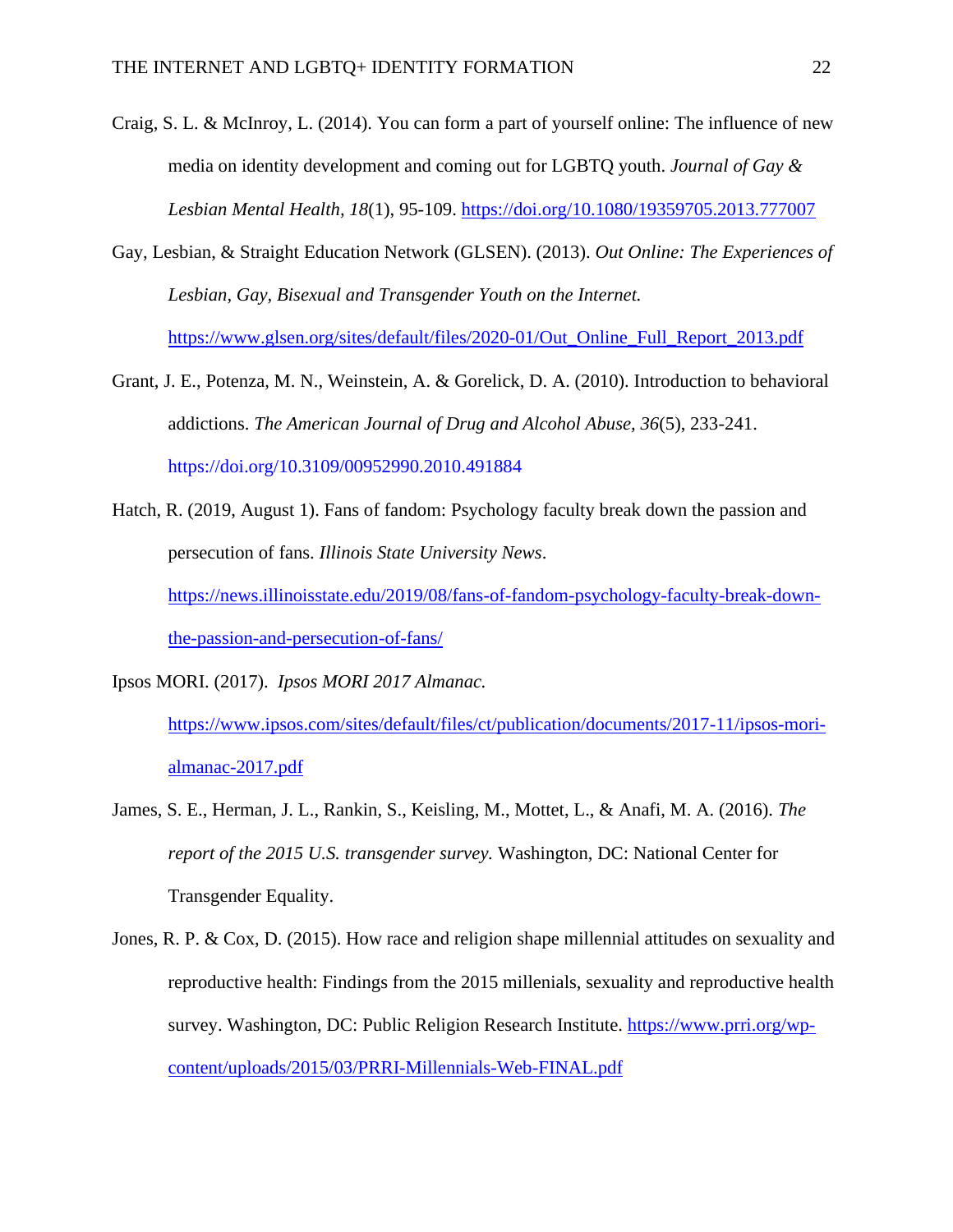Craig, S. L. & McInroy, L. (2014). You can form a part of yourself online: The influence of new media on identity development and coming out for LGBTQ youth. *Journal of Gay & Lesbian Mental Health, 18*(1), 95-109. https://doi.org/10.1080/19359705.2013.777007

Gay, Lesbian, & Straight Education Network (GLSEN). (2013). *Out Online: The Experiences of Lesbian, Gay, Bisexual and Transgender Youth on the Internet.* https://www.glsen.org/sites/default/files/2020-01/Out_Online_Full_Report_2013.pdf

Grant, J. E., Potenza, M. N., Weinstein, A. & Gorelick, D. A. (2010). Introduction to behavioral addictions. *The American Journal of Drug and Alcohol Abuse, 36*(5), 233-241. https://doi.org/10.3109/00952990.2010.491884

Hatch, R. (2019, August 1). Fans of fandom: Psychology faculty break down the passion and persecution of fans. *Illinois State University News*. https://news.illinoisstate.edu/2019/08/fans-of-fandom-psychology-faculty-break-down-the-passion-and-persecution-of-fans/

Ipsos MORI. (2017). *Ipsos MORI 2017 Almanac.* https://www.ipsos.com/sites/default/files/ct/publication/documents/2017-11/ipsos-mori-almanac-2017.pdf

James, S. E., Herman, J. L., Rankin, S., Keisling, M., Mottet, L., & Anafi, M. A. (2016). *The report of the 2015 U.S. transgender survey.* Washington, DC: National Center for Transgender Equality.

Jones, R. P. & Cox, D. (2015). How race and religion shape millennial attitudes on sexuality and reproductive health: Findings from the 2015 millenials, sexuality and reproductive health survey. Washington, DC: Public Religion Research Institute. https://www.prri.org/wp-content/uploads/2015/03/PRRI-Millennials-Web-FINAL.pdf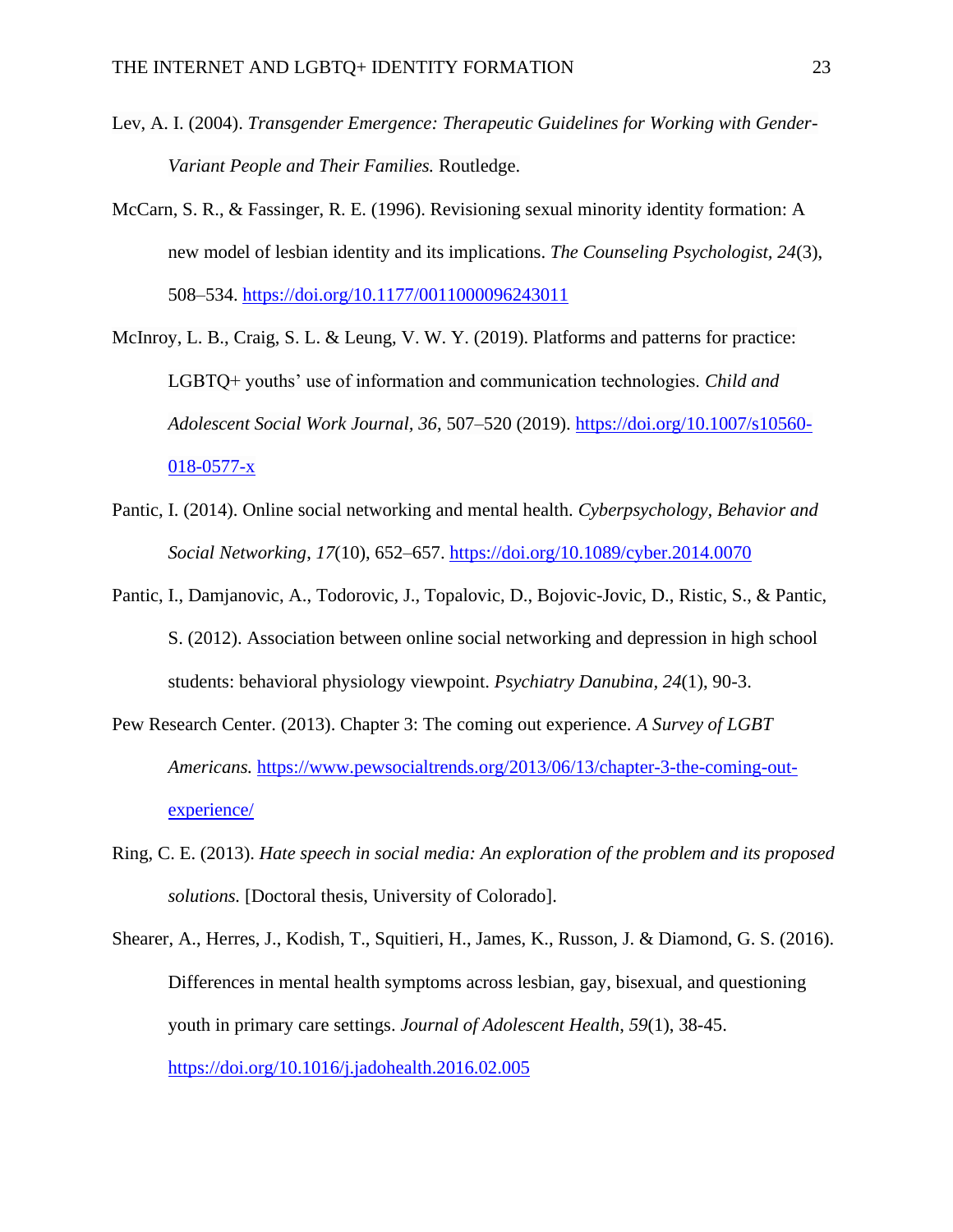Lev, A. I. (2004). *Transgender Emergence: Therapeutic Guidelines for Working with Gender-Variant People and Their Families.* Routledge.

McCarn, S. R., & Fassinger, R. E. (1996). Revisioning sexual minority identity formation: A new model of lesbian identity and its implications. *The Counseling Psychologist, 24*(3), 508–534. https://doi.org/10.1177/0011000096243011

McInroy, L. B., Craig, S. L. & Leung, V. W. Y. (2019). Platforms and patterns for practice: LGBTQ+ youths' use of information and communication technologies. *Child and Adolescent Social Work Journal, 36*, 507–520 (2019). https://doi.org/10.1007/s10560-018-0577-x

Pantic, I. (2014). Online social networking and mental health. *Cyberpsychology, Behavior and Social Networking, 17*(10), 652–657. https://doi.org/10.1089/cyber.2014.0070

Pantic, I., Damjanovic, A., Todorovic, J., Topalovic, D., Bojovic-Jovic, D., Ristic, S., & Pantic, S. (2012). Association between online social networking and depression in high school students: behavioral physiology viewpoint. *Psychiatry Danubina, 24*(1), 90-3.

Pew Research Center. (2013). Chapter 3: The coming out experience. *A Survey of LGBT Americans.* https://www.pewsocialtrends.org/2013/06/13/chapter-3-the-coming-out-experience/

Ring, C. E. (2013). *Hate speech in social media: An exploration of the problem and its proposed solutions.* [Doctoral thesis, University of Colorado].

Shearer, A., Herres, J., Kodish, T., Squitieri, H., James, K., Russon, J. & Diamond, G. S. (2016). Differences in mental health symptoms across lesbian, gay, bisexual, and questioning youth in primary care settings. *Journal of Adolescent Health, 59*(1), 38-45. https://doi.org/10.1016/j.jadohealth.2016.02.005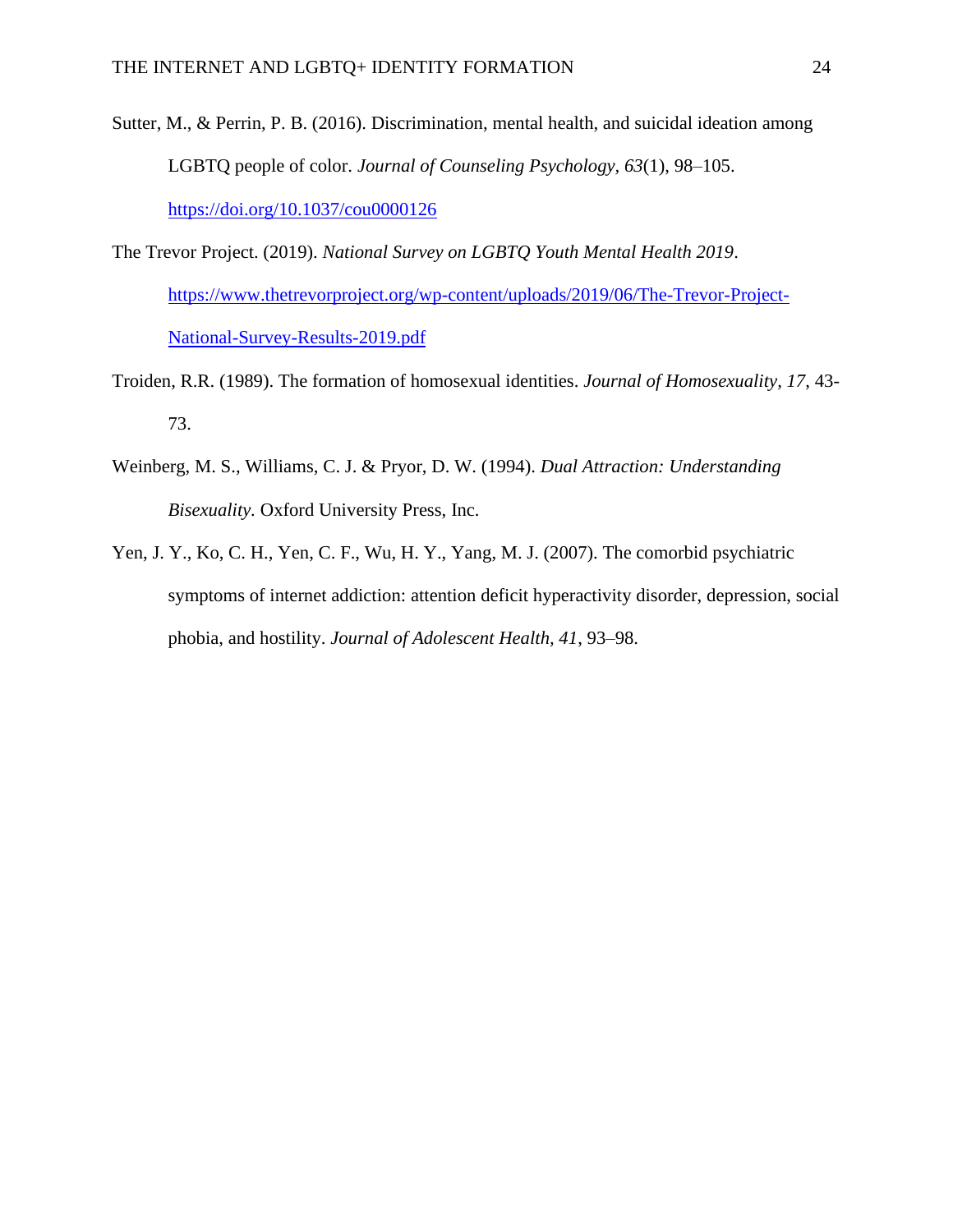Sutter, M., & Perrin, P. B. (2016). Discrimination, mental health, and suicidal ideation among LGBTQ people of color. *Journal of Counseling Psychology, 63*(1), 98–105. https://doi.org/10.1037/cou0000126

The Trevor Project. (2019). *National Survey on LGBTQ Youth Mental Health 2019*. https://www.thetrevorproject.org/wp-content/uploads/2019/06/The-Trevor-Project-National-Survey-Results-2019.pdf

Troiden, R.R. (1989). The formation of homosexual identities. *Journal of Homosexuality, 17*, 43-73.

Weinberg, M. S., Williams, C. J. & Pryor, D. W. (1994). *Dual Attraction: Understanding Bisexuality.* Oxford University Press, Inc.

Yen, J. Y., Ko, C. H., Yen, C. F., Wu, H. Y., Yang, M. J. (2007). The comorbid psychiatric symptoms of internet addiction: attention deficit hyperactivity disorder, depression, social phobia, and hostility. *Journal of Adolescent Health, 41*, 93–98.